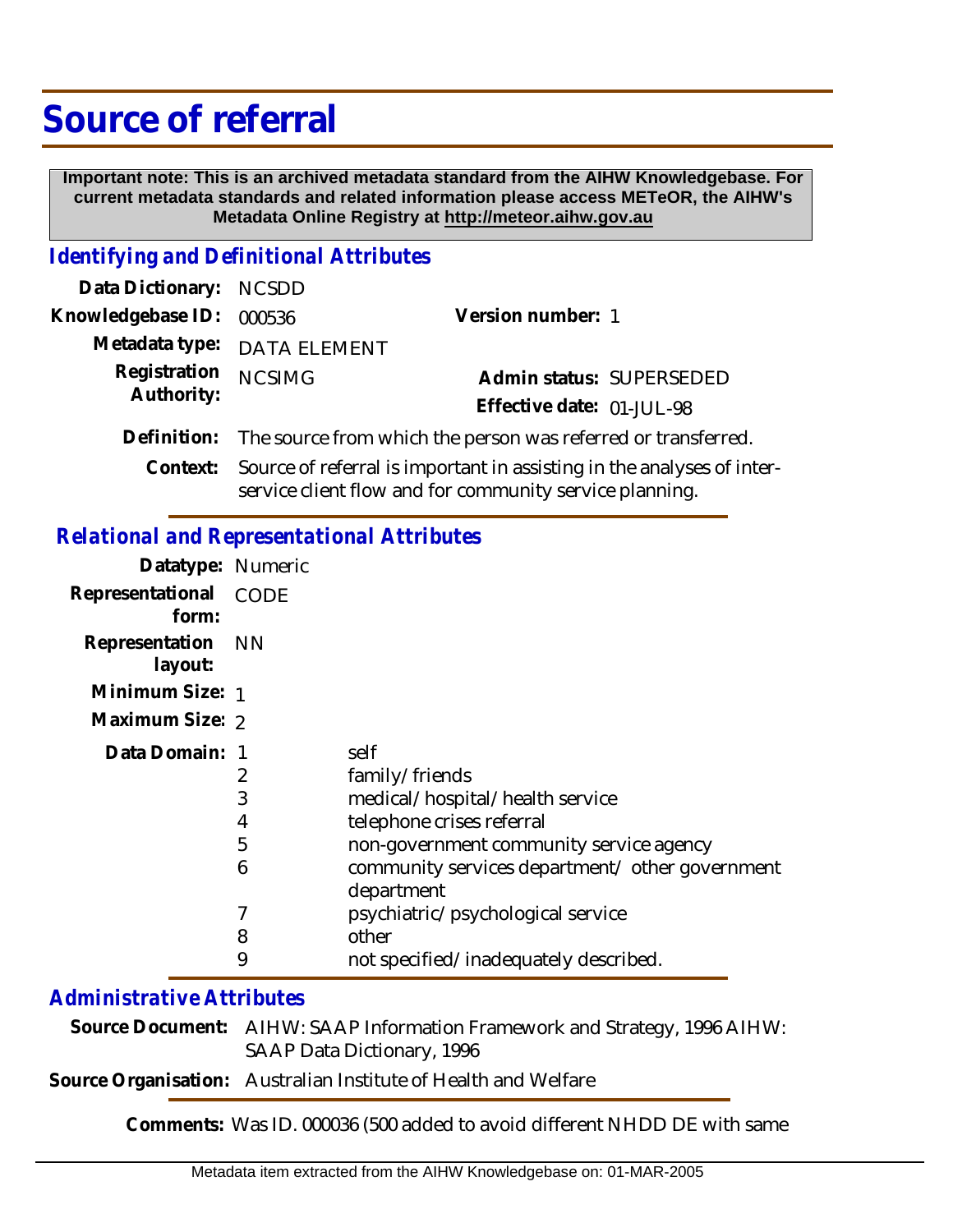# Source of referral

**Important note: This is an archived metadata standard from the AIHW Knowledgebase. For current metadata standards and related information please access METeOR, the AIHW's Metadata Online Registry at http://meteor.aihw.gov.au**

## *Identifying and Definitional Attributes*

**Data Dictionary:** NCSDD

**Knowledgebase ID:** 000536 **Version number:** 1

**Metadata type:** DATA ELEMENT

**Registration Authority:** NCSIMG **Admin status:** SUPERSEDED

**Effective date:** 01-JUL-98

**Definition:** The source from which the person was referred or transferred.

**Context:** Source of referral is important in assisting in the analyses of inter-service client flow and for community service planning.

## *Relational and Representational Attributes*

**Datatype:** Numeric

**Representational form:** CODE

**Representation layout:** NN

**Minimum Size:** 1

**Maximum Size:** 2

**Data Domain:**

| Code | Description |
|---|---|
| 1 | self |
| 2 | family/friends |
| 3 | medical/hospital/health service |
| 4 | telephone crises referral |
| 5 | non-government community service agency |
| 6 | community services department/ other government department |
| 7 | psychiatric/psychological service |
| 8 | other |
| 9 | not specified/inadequately described. |

## *Administrative Attributes*

**Source Document:** AIHW: SAAP Information Framework and Strategy, 1996 AIHW: SAAP Data Dictionary, 1996

**Source Organisation:** Australian Institute of Health and Welfare

**Comments:** Was ID. 000036 (500 added to avoid different NHDD DE with same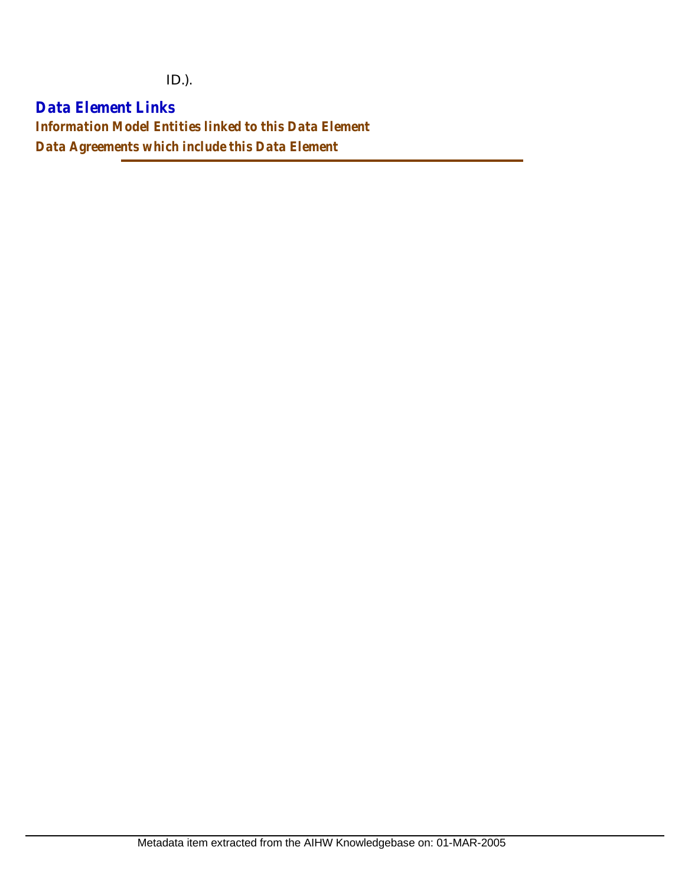ID.).

## Data Element Links

### Information Model Entities linked to this Data Element

### Data Agreements which include this Data Element

Metadata item extracted from the AIHW Knowledgebase on: 01-MAR-2005